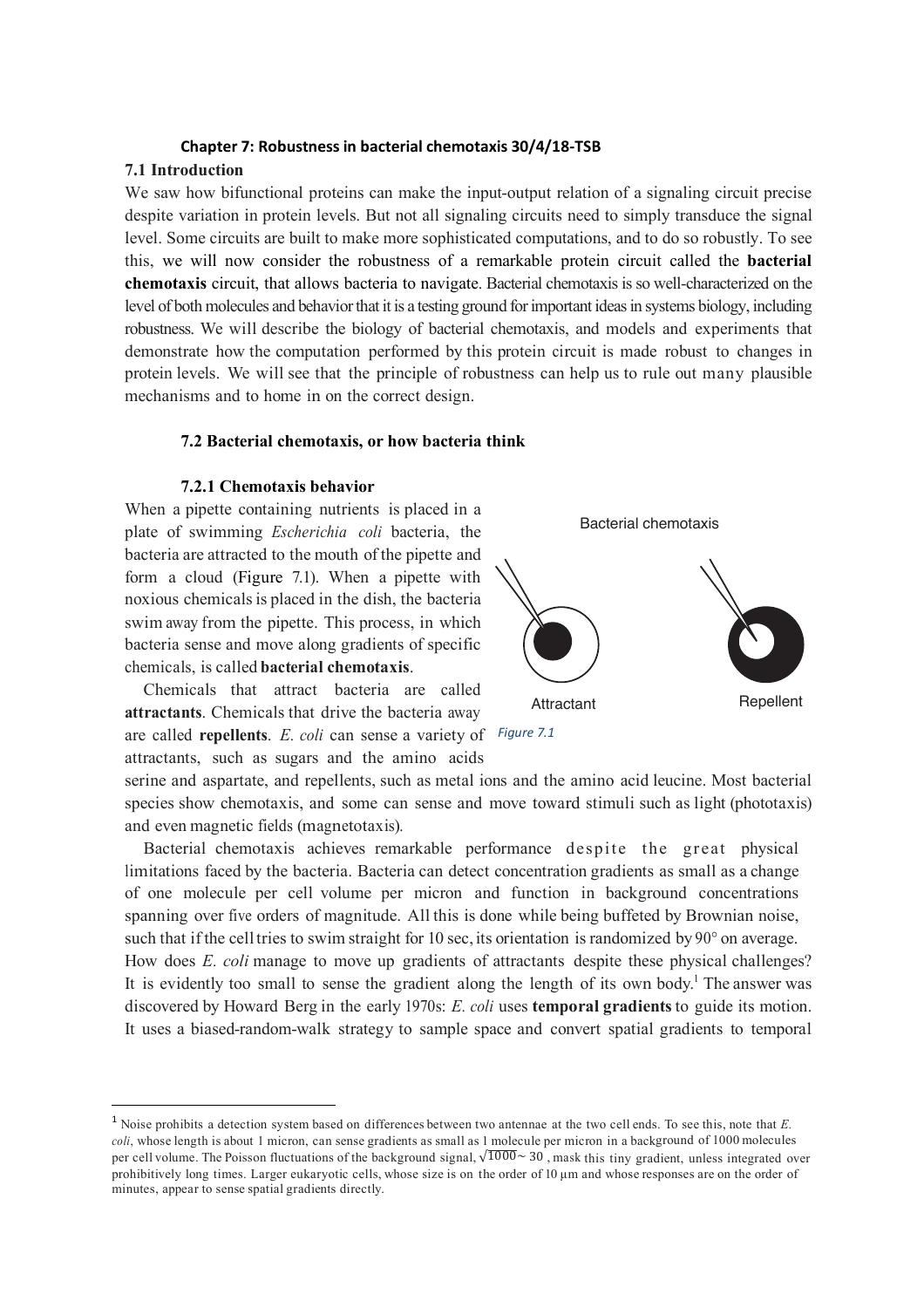**Chapter 7: Robustness in bacterial chemotaxis 30/4/18-TSB**

## 7.1 Introduction

We saw how bifunctional proteins can make the input-output relation of a signaling circuit precise despite variation in protein levels. But not all signaling circuits need to simply transduce the signal level. Some circuits are built to make more sophisticated computations, and to do so robustly. To see this, we will now consider the robustness of a remarkable protein circuit called the **bacterial chemotaxis** circuit, that allows bacteria to navigate. Bacterial chemotaxis is so well-characterized on the level of both molecules and behavior that it is a testing ground for important ideas in systems biology, including robustness. We will describe the biology of bacterial chemotaxis, and models and experiments that demonstrate how the computation performed by this protein circuit is made robust to changes in protein levels. We will see that the principle of robustness can help us to rule out many plausible mechanisms and to home in on the correct design.

## 7.2 Bacterial chemotaxis, or how bacteria think

### 7.2.1 Chemotaxis behavior

When a pipette containing nutrients is placed in a plate of swimming *Escherichia coli* bacteria, the bacteria are attracted to the mouth of the pipette and form a cloud (Figure 7.1). When a pipette with noxious chemicals is placed in the dish, the bacteria swim away from the pipette. This process, in which bacteria sense and move along gradients of specific chemicals, is called **bacterial chemotaxis**.

Bacterial chemotaxis

Attractant

Repellent

*Figure 7.1*

Chemicals that attract bacteria are called **attractants**. Chemicals that drive the bacteria away are called **repellents**. *E. coli* can sense a variety of attractants, such as sugars and the amino acids serine and aspartate, and repellents, such as metal ions and the amino acid leucine. Most bacterial species show chemotaxis, and some can sense and move toward stimuli such as light (phototaxis) and even magnetic fields (magnetotaxis).

Bacterial chemotaxis achieves remarkable performance despite the great physical limitations faced by the bacteria. Bacteria can detect concentration gradients as small as a change of one molecule per cell volume per micron and function in background concentrations spanning over five orders of magnitude. All this is done while being buffeted by Brownian noise, such that if the cell tries to swim straight for 10 sec, its orientation is randomized by 90° on average. How does *E. coli* manage to move up gradients of attractants despite these physical challenges? It is evidently too small to sense the gradient along the length of its own body.[1] The answer was discovered by Howard Berg in the early 1970s: *E. coli* uses **temporal gradients** to guide its motion. It uses a biased-random-walk strategy to sample space and convert spatial gradients to temporal

[1] Noise prohibits a detection system based on differences between two antennae at the two cell ends. To see this, note that *E. coli*, whose length is about 1 micron, can sense gradients as small as 1 molecule per micron in a background of 1000 molecules per cell volume. The Poisson fluctuations of the background signal, $\sqrt{1000} \sim 30$, mask this tiny gradient, unless integrated over prohibitively long times. Larger eukaryotic cells, whose size is on the order of 10 μm and whose responses are on the order of minutes, appear to sense spatial gradients directly.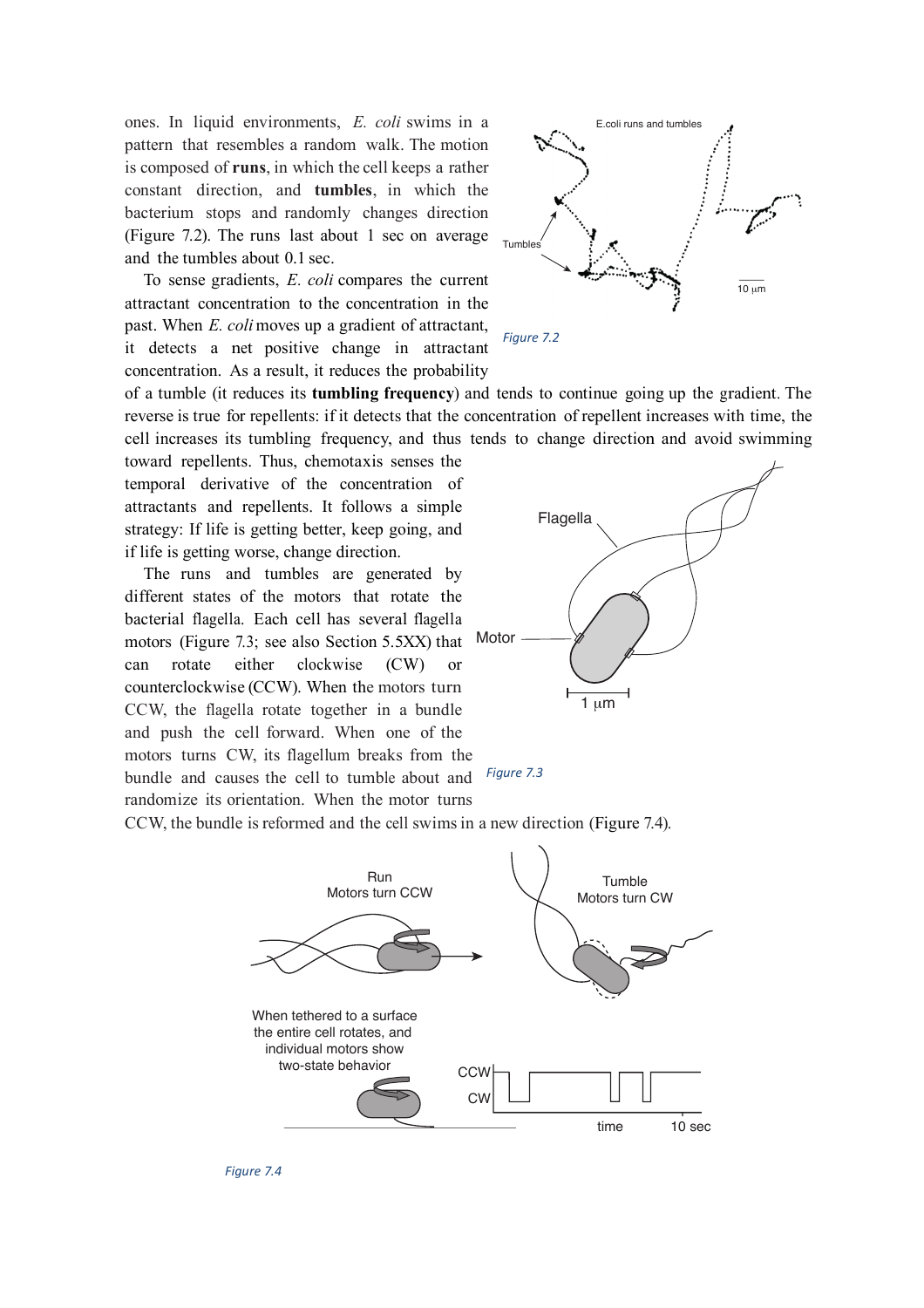ones. In liquid environments, *E. coli* swims in a pattern that resembles a random walk. The motion is composed of **runs**, in which the cell keeps a rather constant direction, and **tumbles**, in which the bacterium stops and randomly changes direction (Figure 7.2). The runs last about 1 sec on average and the tumbles about 0.1 sec.

*Figure 7.2*

To sense gradients, *E. coli* compares the current attractant concentration to the concentration in the past. When *E. coli* moves up a gradient of attractant, it detects a net positive change in attractant concentration. As a result, it reduces the probability of a tumble (it reduces its **tumbling frequency**) and tends to continue going up the gradient. The reverse is true for repellents: if it detects that the concentration of repellent increases with time, the cell increases its tumbling frequency, and thus tends to change direction and avoid swimming toward repellents. Thus, chemotaxis senses the temporal derivative of the concentration of attractants and repellents. It follows a simple strategy: If life is getting better, keep going, and if life is getting worse, change direction.

The runs and tumbles are generated by different states of the motors that rotate the bacterial flagella. Each cell has several flagella motors (Figure 7.3; see also Section 5.5XX) that can rotate either clockwise (CW) or counterclockwise (CCW). When the motors turn CCW, the flagella rotate together in a bundle and push the cell forward. When one of the motors turns CW, its flagellum breaks from the bundle and causes the cell to tumble about and randomize its orientation. When the motor turns CCW, the bundle is reformed and the cell swims in a new direction (Figure 7.4).

*Figure 7.3*

*Figure 7.4*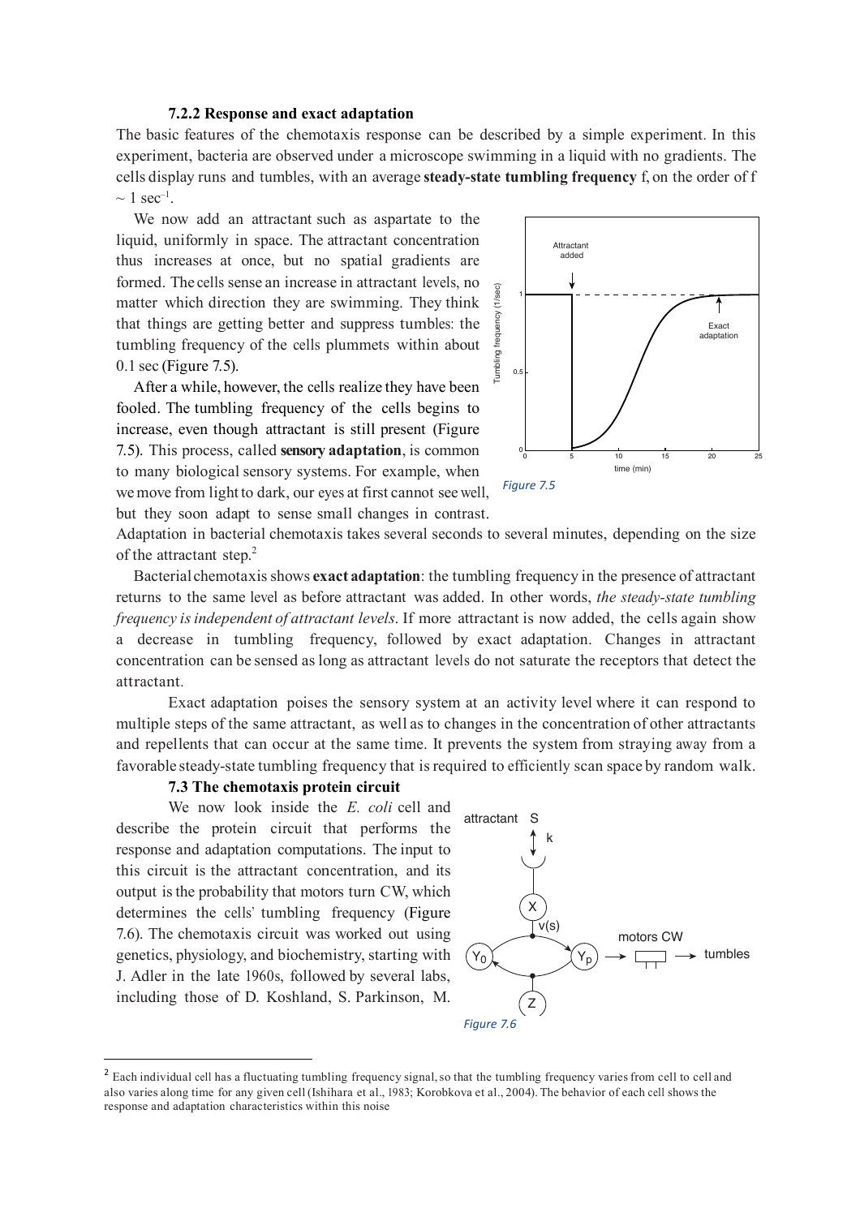### 7.2.2 Response and exact adaptation

The basic features of the chemotaxis response can be described by a simple experiment. In this experiment, bacteria are observed under a microscope swimming in a liquid with no gradients. The cells display runs and tumbles, with an average **steady-state tumbling frequency** f, on the order of f $\sim 1$ sec$^{-1}$.

We now add an attractant such as aspartate to the liquid, uniformly in space. The attractant concentration thus increases at once, but no spatial gradients are formed. The cells sense an increase in attractant levels, no matter which direction they are swimming. They think that things are getting better and suppress tumbles: the tumbling frequency of the cells plummets within about 0.1 sec (Figure 7.5).

After a while, however, the cells realize they have been fooled. The tumbling frequency of the cells begins to increase, even though attractant is still present (Figure 7.5). This process, called **sensory adaptation**, is common to many biological sensory systems. For example, when we move from light to dark, our eyes at first cannot see well, but they soon adapt to sense small changes in contrast. Adaptation in bacterial chemotaxis takes several seconds to several minutes, depending on the size of the attractant step.[2]

Attractant added

Exact adaptation

Tumbling frequency (1/sec)

1

0.5

0

0 5 10 15 20 25

time (min)

*Figure 7.5*

Bacterial chemotaxis shows **exact adaptation**: the tumbling frequency in the presence of attractant returns to the same level as before attractant was added. In other words, *the steady-state tumbling frequency is independent of attractant levels*. If more attractant is now added, the cells again show a decrease in tumbling frequency, followed by exact adaptation. Changes in attractant concentration can be sensed as long as attractant levels do not saturate the receptors that detect the attractant.

Exact adaptation poises the sensory system at an activity level where it can respond to multiple steps of the same attractant, as well as to changes in the concentration of other attractants and repellents that can occur at the same time. It prevents the system from straying away from a favorable steady-state tumbling frequency that is required to efficiently scan space by random walk.

### 7.3 The chemotaxis protein circuit

We now look inside the *E. coli* cell and describe the protein circuit that performs the response and adaptation computations. The input to this circuit is the attractant concentration, and its output is the probability that motors turn CW, which determines the cells' tumbling frequency (Figure 7.6). The chemotaxis circuit was worked out using genetics, physiology, and biochemistry, starting with J. Adler in the late 1960s, followed by several labs, including those of D. Koshland, S. Parkinson, M.

attractant S

k

X

v(s)

$Y_0$

$Y_p$

motors CW

tumbles

Z

*Figure 7.6*

---

[2] Each individual cell has a fluctuating tumbling frequency signal, so that the tumbling frequency varies from cell to cell and also varies along time for any given cell (Ishihara et al., 1983; Korobkova et al., 2004). The behavior of each cell shows the response and adaptation characteristics within this noise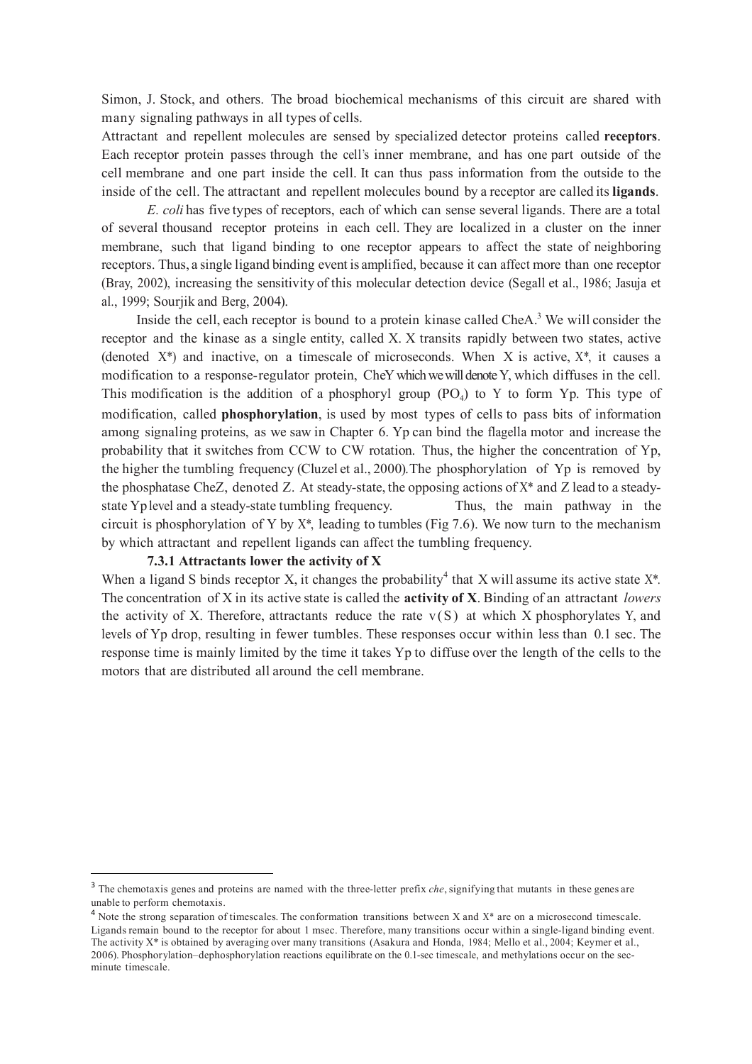Simon, J. Stock, and others. The broad biochemical mechanisms of this circuit are shared with many signaling pathways in all types of cells.

Attractant and repellent molecules are sensed by specialized detector proteins called **receptors**. Each receptor protein passes through the cell's inner membrane, and has one part outside of the cell membrane and one part inside the cell. It can thus pass information from the outside to the inside of the cell. The attractant and repellent molecules bound by a receptor are called its **ligands**.

*E. coli* has five types of receptors, each of which can sense several ligands. There are a total of several thousand receptor proteins in each cell. They are localized in a cluster on the inner membrane, such that ligand binding to one receptor appears to affect the state of neighboring receptors. Thus, a single ligand binding event is amplified, because it can affect more than one receptor (Bray, 2002), increasing the sensitivity of this molecular detection device (Segall et al., 1986; Jasuja et al., 1999; Sourjik and Berg, 2004).

Inside the cell, each receptor is bound to a protein kinase called CheA.[3] We will consider the receptor and the kinase as a single entity, called X. X transits rapidly between two states, active (denoted X*) and inactive, on a timescale of microseconds. When X is active, X*, it causes a modification to a response-regulator protein, CheY which we will denote Y, which diffuses in the cell. This modification is the addition of a phosphoryl group ($PO_4$) to Y to form Yp. This type of modification, called **phosphorylation**, is used by most types of cells to pass bits of information among signaling proteins, as we saw in Chapter 6. Yp can bind the flagella motor and increase the probability that it switches from CCW to CW rotation. Thus, the higher the concentration of Yp, the higher the tumbling frequency (Cluzel et al., 2000). The phosphorylation of Yp is removed by the phosphatase CheZ, denoted Z. At steady-state, the opposing actions of X* and Z lead to a steady-state Yp level and a steady-state tumbling frequency. Thus, the main pathway in the circuit is phosphorylation of Y by X*, leading to tumbles (Fig 7.6). We now turn to the mechanism by which attractant and repellent ligands can affect the tumbling frequency.

### 7.3.1 Attractants lower the activity of X

When a ligand S binds receptor X, it changes the probability[4] that X will assume its active state X*. The concentration of X in its active state is called the **activity of X**. Binding of an attractant *lowers* the activity of X. Therefore, attractants reduce the rate $v(S)$ at which X phosphorylates Y, and levels of Yp drop, resulting in fewer tumbles. These responses occur within less than 0.1 sec. The response time is mainly limited by the time it takes Yp to diffuse over the length of the cells to the motors that are distributed all around the cell membrane.

---

[3] The chemotaxis genes and proteins are named with the three-letter prefix *che*, signifying that mutants in these genes are unable to perform chemotaxis.

[4] Note the strong separation of timescales. The conformation transitions between X and X* are on a microsecond timescale. Ligands remain bound to the receptor for about 1 msec. Therefore, many transitions occur within a single-ligand binding event. The activity X* is obtained by averaging over many transitions (Asakura and Honda, 1984; Mello et al., 2004; Keymer et al., 2006). Phosphorylation–dephosphorylation reactions equilibrate on the 0.1-sec timescale, and methylations occur on the sec-minute timescale.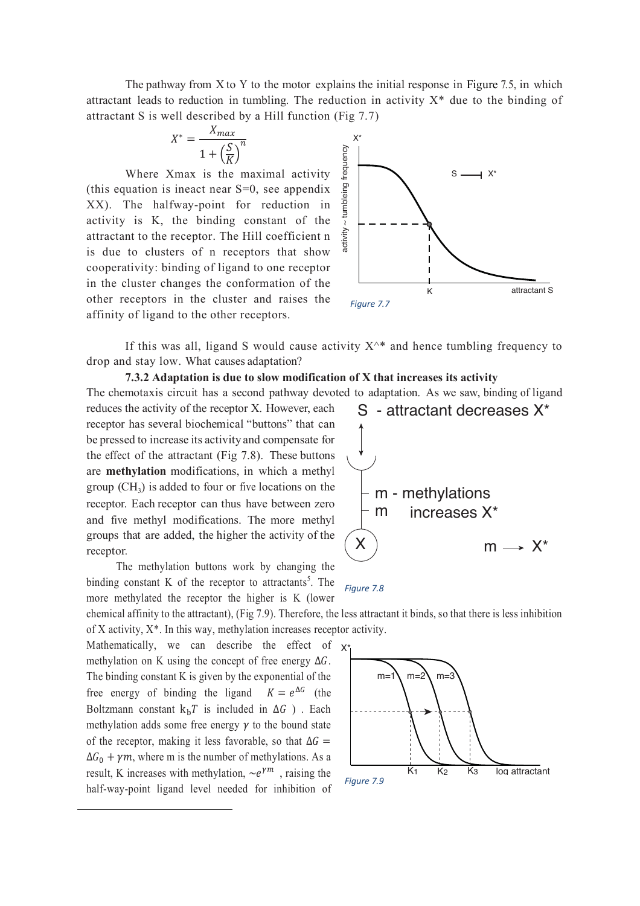The pathway from X to Y to the motor explains the initial response in Figure 7.5, in which attractant leads to reduction in tumbling. The reduction in activity X* due to the binding of attractant S is well described by a Hill function (Fig 7.7)

$$X^* = \frac{X_{max}}{1 + \left(\frac{S}{K}\right)^n}$$

Where Xmax is the maximal activity (this equation is ineact near S=0, see appendix XX). The halfway-point for reduction in activity is K, the binding constant of the attractant to the receptor. The Hill coefficient n is due to clusters of n receptors that show cooperativity: binding of ligand to one receptor in the cluster changes the conformation of the other receptors in the cluster and raises the affinity of ligand to the other receptors.

*Figure 7.7*

If this was all, ligand S would cause activity X^* and hence tumbling frequency to drop and stay low. What causes adaptation?

### 7.3.2 Adaptation is due to slow modification of X that increases its activity

The chemotaxis circuit has a second pathway devoted to adaptation. As we saw, binding of ligand reduces the activity of the receptor X. However, each receptor has several biochemical "buttons" that can be pressed to increase its activity and compensate for the effect of the attractant (Fig 7.8). These buttons are **methylation** modifications, in which a methyl group ($CH_3$) is added to four or five locations on the receptor. Each receptor can thus have between zero and five methyl modifications. The more methyl groups that are added, the higher the activity of the receptor.

*Figure 7.8*

The methylation buttons work by changing the binding constant K of the receptor to attractants[5]. The more methylated the receptor the higher is K (lower chemical affinity to the attractant), (Fig 7.9). Therefore, the less attractant it binds, so that there is less inhibition of X activity, X*. In this way, methylation increases receptor activity.

Mathematically, we can describe the effect of methylation on K using the concept of free energy $\Delta G$. The binding constant K is given by the exponential of the free energy of binding the ligand $K = e^{\Delta G}$ (the Boltzmann constant $k_bT$ is included in $\Delta G$ ). Each methylation adds some free energy $\gamma$ to the bound state of the receptor, making it less favorable, so that $\Delta G = \Delta G_0 + \gamma m$, where m is the number of methylations. As a result, K increases with methylation, $\sim e^{\gamma m}$ , raising the half-way-point ligand level needed for inhibition of

*Figure 7.9*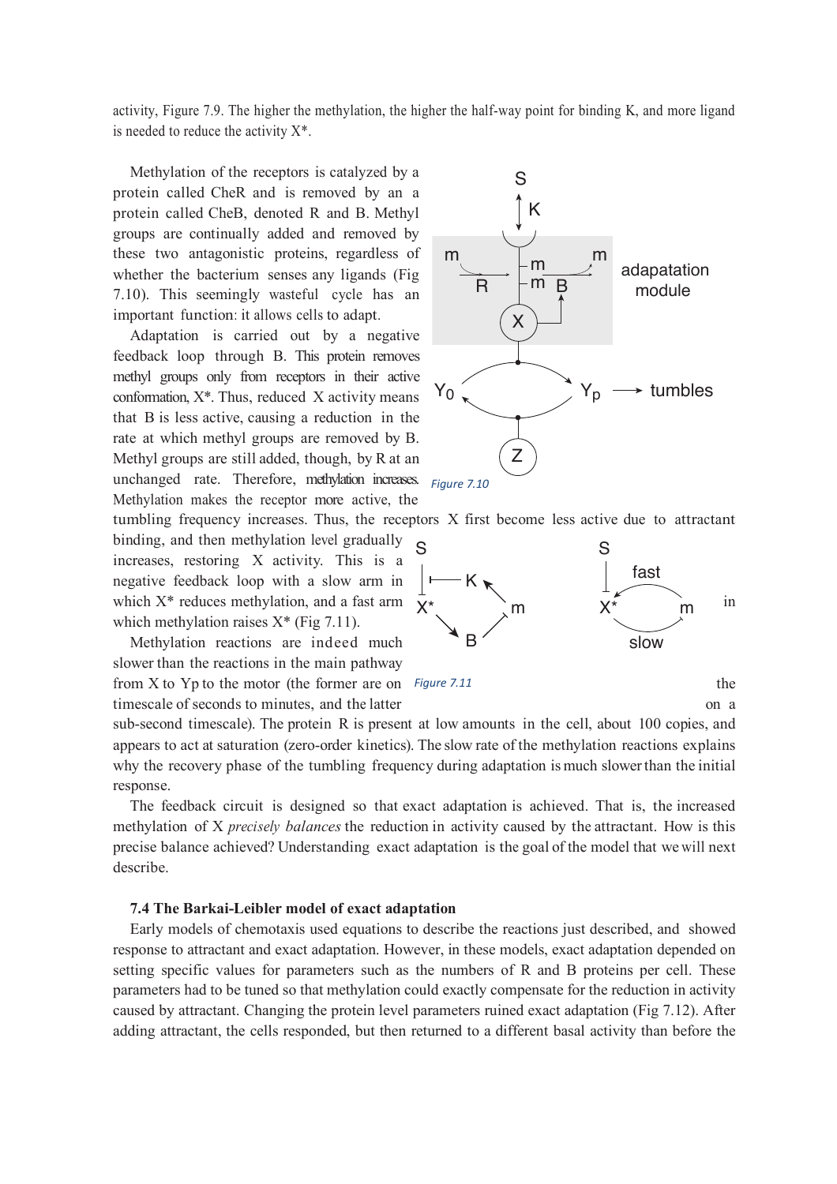activity, Figure 7.9. The higher the methylation, the higher the half-way point for binding K, and more ligand is needed to reduce the activity X*.

Methylation of the receptors is catalyzed by a protein called CheR and is removed by an a protein called CheB, denoted R and B. Methyl groups are continually added and removed by these two antagonistic proteins, regardless of whether the bacterium senses any ligands (Fig 7.10). This seemingly wasteful cycle has an important function: it allows cells to adapt.

Adaptation is carried out by a negative feedback loop through B. This protein removes methyl groups only from receptors in their active conformation, X*. Thus, reduced X activity means that B is less active, causing a reduction in the rate at which methyl groups are removed by B. Methyl groups are still added, though, by R at an unchanged rate. Therefore, methylation increases. Methylation makes the receptor more active, the tumbling frequency increases. Thus, the receptors X first become less active due to attractant binding, and then methylation level gradually increases, restoring X activity. This is a negative feedback loop with a slow arm in which X* reduces methylation, and a fast arm in which methylation raises X* (Fig 7.11).

Figure 7.10

Methylation reactions are indeed much slower than the reactions in the main pathway from X to Yp to the motor (the former are on the timescale of seconds to minutes, and the latter on a sub-second timescale). The protein R is present at low amounts in the cell, about 100 copies, and appears to act at saturation (zero-order kinetics). The slow rate of the methylation reactions explains why the recovery phase of the tumbling frequency during adaptation is much slower than the initial response.

Figure 7.11

The feedback circuit is designed so that exact adaptation is achieved. That is, the increased methylation of X *precisely balances* the reduction in activity caused by the attractant. How is this precise balance achieved? Understanding exact adaptation is the goal of the model that we will next describe.

### 7.4 The Barkai-Leibler model of exact adaptation

Early models of chemotaxis used equations to describe the reactions just described, and showed response to attractant and exact adaptation. However, in these models, exact adaptation depended on setting specific values for parameters such as the numbers of R and B proteins per cell. These parameters had to be tuned so that methylation could exactly compensate for the reduction in activity caused by attractant. Changing the protein level parameters ruined exact adaptation (Fig 7.12). After adding attractant, the cells responded, but then returned to a different basal activity than before the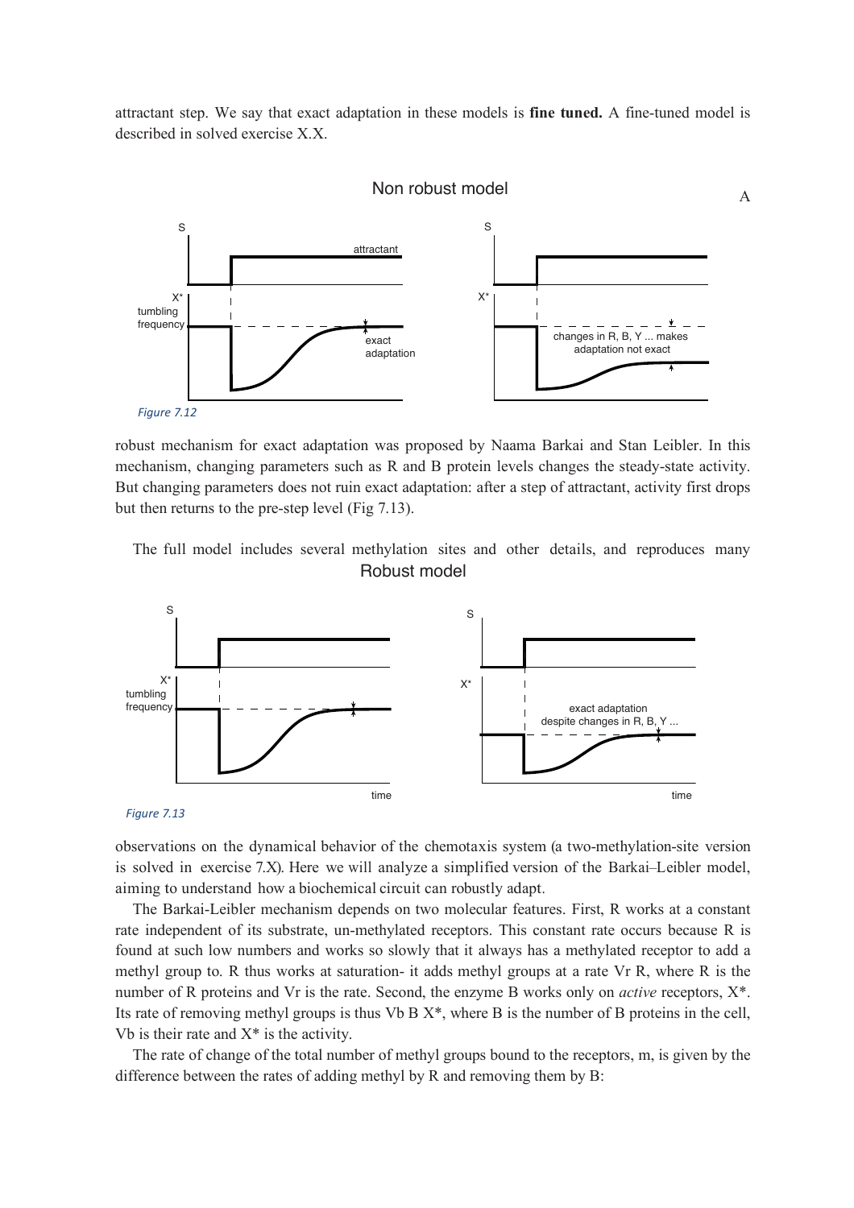attractant step. We say that exact adaptation in these models is **fine tuned.** A fine-tuned model is described in solved exercise X.X.

Figure 7.12

robust mechanism for exact adaptation was proposed by Naama Barkai and Stan Leibler. In this mechanism, changing parameters such as R and B protein levels changes the steady-state activity. But changing parameters does not ruin exact adaptation: after a step of attractant, activity first drops but then returns to the pre-step level (Fig 7.13).

The full model includes several methylation sites and other details, and reproduces many observations on the dynamical behavior of the chemotaxis system (a two-methylation-site version is solved in exercise 7.X). Here we will analyze a simplified version of the Barkai–Leibler model, aiming to understand how a biochemical circuit can robustly adapt.

Figure 7.13

The Barkai-Leibler mechanism depends on two molecular features. First, R works at a constant rate independent of its substrate, un-methylated receptors. This constant rate occurs because R is found at such low numbers and works so slowly that it always has a methylated receptor to add a methyl group to. R thus works at saturation- it adds methyl groups at a rate Vr R, where R is the number of R proteins and Vr is the rate. Second, the enzyme B works only on *active* receptors, X*. Its rate of removing methyl groups is thus Vb B X*, where B is the number of B proteins in the cell, Vb is their rate and X* is the activity.

The rate of change of the total number of methyl groups bound to the receptors, m, is given by the difference between the rates of adding methyl by R and removing them by B: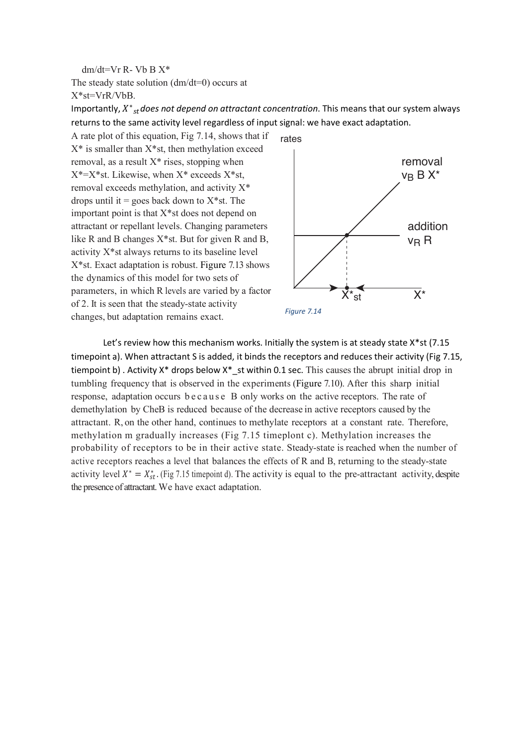$dm/dt = V_r R - V_b B X^*$

The steady state solution ($dm/dt=0$) occurs at $X^*_{st} = V_r R / V_b B$.

Importantly, $X^*_{st}$ *does not depend on attractant concentration*. This means that our system always returns to the same activity level regardless of input signal: we have exact adaptation.

A rate plot of this equation, Fig 7.14, shows that if $X^*$ is smaller than $X^*_{st}$, then methylation exceed removal, as a result $X^*$ rises, stopping when $X^* = X^*_{st}$. Likewise, when $X^*$ exceeds $X^*_{st}$, removal exceeds methylation, and activity $X^*$ drops until it = goes back down to $X^*_{st}$. The important point is that $X^*_{st}$ does not depend on attractant or repellant levels. Changing parameters like R and B changes $X^*_{st}$. But for given R and B, activity $X^*_{st}$ always returns to its baseline level $X^*_{st}$. Exact adaptation is robust. Figure 7.13 shows the dynamics of this model for two sets of parameters, in which R levels are varied by a factor of 2. It is seen that the steady-state activity changes, but adaptation remains exact.

rates

removal $v_B B X^*$

addition $v_R R$

$X^*_{st}$ $X^*$

*Figure 7.14*

Let's review how this mechanism works. Initially the system is at steady state $X^*_{st}$ (7.15 timepoint a). When attractant S is added, it binds the receptors and reduces their activity (Fig 7.15, tiempoint b) . Activity $X^*$ drops below $X^*_{st}$ within 0.1 sec. This causes the abrupt initial drop in tumbling frequency that is observed in the experiments (Figure 7.10). After this sharp initial response, adaptation occurs because B only works on the active receptors. The rate of demethylation by CheB is reduced because of the decrease in active receptors caused by the attractant. R, on the other hand, continues to methylate receptors at a constant rate. Therefore, methylation m gradually increases (Fig 7.15 timeplont c). Methylation increases the probability of receptors to be in their active state. Steady-state is reached when the number of active receptors reaches a level that balances the effects of R and B, returning to the steady-state activity level $X^* = X^*_{st}$. (Fig 7.15 timepoint d). The activity is equal to the pre-attractant activity, despite the presence of attractant. We have exact adaptation.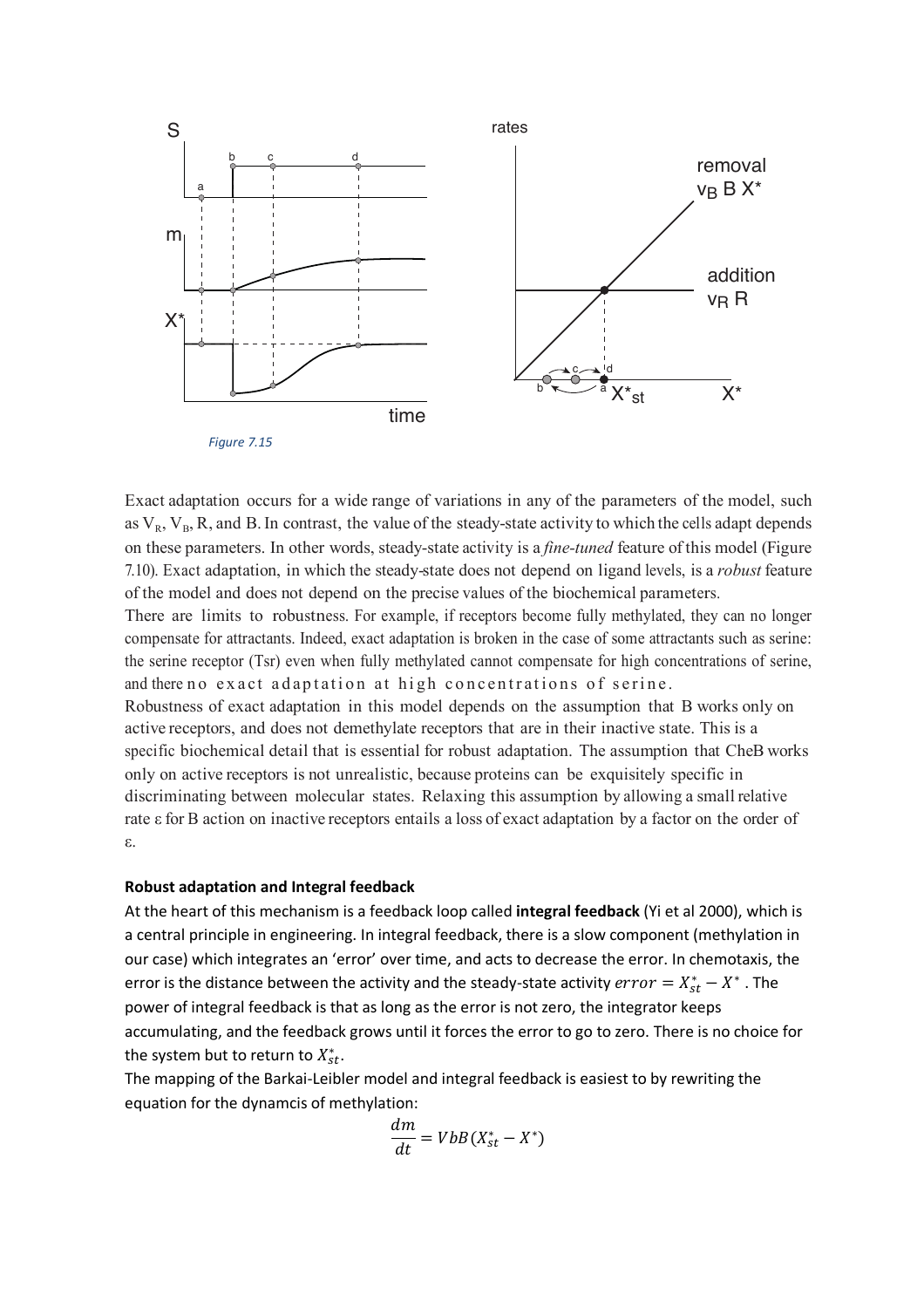*Figure 7.15*

Exact adaptation occurs for a wide range of variations in any of the parameters of the model, such as $V_R$, $V_B$, R, and B. In contrast, the value of the steady-state activity to which the cells adapt depends on these parameters. In other words, steady-state activity is a *fine-tuned* feature of this model (Figure 7.10). Exact adaptation, in which the steady-state does not depend on ligand levels, is a *robust* feature of the model and does not depend on the precise values of the biochemical parameters.

There are limits to robustness. For example, if receptors become fully methylated, they can no longer compensate for attractants. Indeed, exact adaptation is broken in the case of some attractants such as serine: the serine receptor (Tsr) even when fully methylated cannot compensate for high concentrations of serine, and there no exact adaptation at high concentrations of serine.

Robustness of exact adaptation in this model depends on the assumption that B works only on active receptors, and does not demethylate receptors that are in their inactive state. This is a specific biochemical detail that is essential for robust adaptation. The assumption that CheB works only on active receptors is not unrealistic, because proteins can be exquisitely specific in discriminating between molecular states. Relaxing this assumption by allowing a small relative rate ε for B action on inactive receptors entails a loss of exact adaptation by a factor on the order of ε.

**Robust adaptation and Integral feedback**

At the heart of this mechanism is a feedback loop called **integral feedback** (Yi et al 2000), which is a central principle in engineering. In integral feedback, there is a slow component (methylation in our case) which integrates an 'error' over time, and acts to decrease the error. In chemotaxis, the error is the distance between the activity and the steady-state activity $error = X^*_{st} - X^*$ . The power of integral feedback is that as long as the error is not zero, the integrator keeps accumulating, and the feedback grows until it forces the error to go to zero. There is no choice for the system but to return to $X^*_{st}$.

The mapping of the Barkai-Leibler model and integral feedback is easiest to by rewriting the equation for the dynamcis of methylation:

$$\frac{dm}{dt} = VbB(X^*_{st} - X^*)$$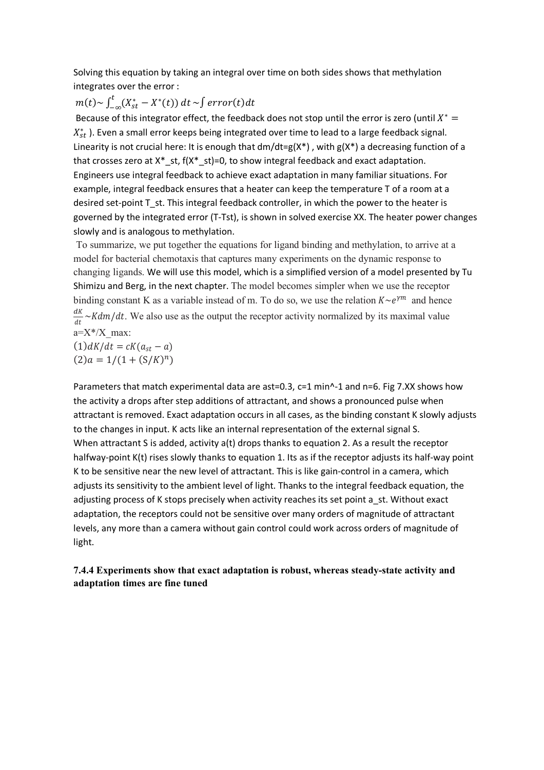Solving this equation by taking an integral over time on both sides shows that methylation integrates over the error :

$m(t) \sim \int_{-\infty}^{t} (X^*_{st} - X^*(t))\, dt \sim \int error(t) dt$

Because of this integrator effect, the feedback does not stop until the error is zero (until $X^* = X^*_{st}$ ). Even a small error keeps being integrated over time to lead to a large feedback signal. Linearity is not crucial here: It is enough that $dm/dt=g(X^*)$ , with $g(X^*)$ a decreasing function of a that crosses zero at $X^*_{st}$, $f(X^*_{st})=0$, to show integral feedback and exact adaptation. Engineers use integral feedback to achieve exact adaptation in many familiar situations. For example, integral feedback ensures that a heater can keep the temperature T of a room at a desired set-point $T_{st}$. This integral feedback controller, in which the power to the heater is governed by the integrated error ($T-T_{st}$), is shown in solved exercise XX. The heater power changes slowly and is analogous to methylation.

To summarize, we put together the equations for ligand binding and methylation, to arrive at a model for bacterial chemotaxis that captures many experiments on the dynamic response to changing ligands. We will use this model, which is a simplified version of a model presented by Tu Shimizu and Berg, in the next chapter. The model becomes simpler when we use the receptor binding constant K as a variable instead of m. To do so, we use the relation $K \sim e^{\gamma m}$ and hence $\frac{dK}{dt} \sim K dm/dt$. We also use as the output the receptor activity normalized by its maximal value $a=X^*/X_{max}$:

$(1)\, dK/dt = cK(a_{st} - a)$

$(2)\, a = 1/(1 + (S/K)^n)$

Parameters that match experimental data are $a_{st}=0.3$, $c=1\ min^{-1}$ and $n=6$. Fig 7.XX shows how the activity a drops after step additions of attractant, and shows a pronounced pulse when attractant is removed. Exact adaptation occurs in all cases, as the binding constant K slowly adjusts to the changes in input. K acts like an internal representation of the external signal S. When attractant S is added, activity a(t) drops thanks to equation 2. As a result the receptor halfway-point K(t) rises slowly thanks to equation 1. Its as if the receptor adjusts its half-way point K to be sensitive near the new level of attractant. This is like gain-control in a camera, which adjusts its sensitivity to the ambient level of light. Thanks to the integral feedback equation, the adjusting process of K stops precisely when activity reaches its set point $a_{st}$. Without exact adaptation, the receptors could not be sensitive over many orders of magnitude of attractant levels, any more than a camera without gain control could work across orders of magnitude of light.

### 7.4.4 Experiments show that exact adaptation is robust, whereas steady-state activity and adaptation times are fine tuned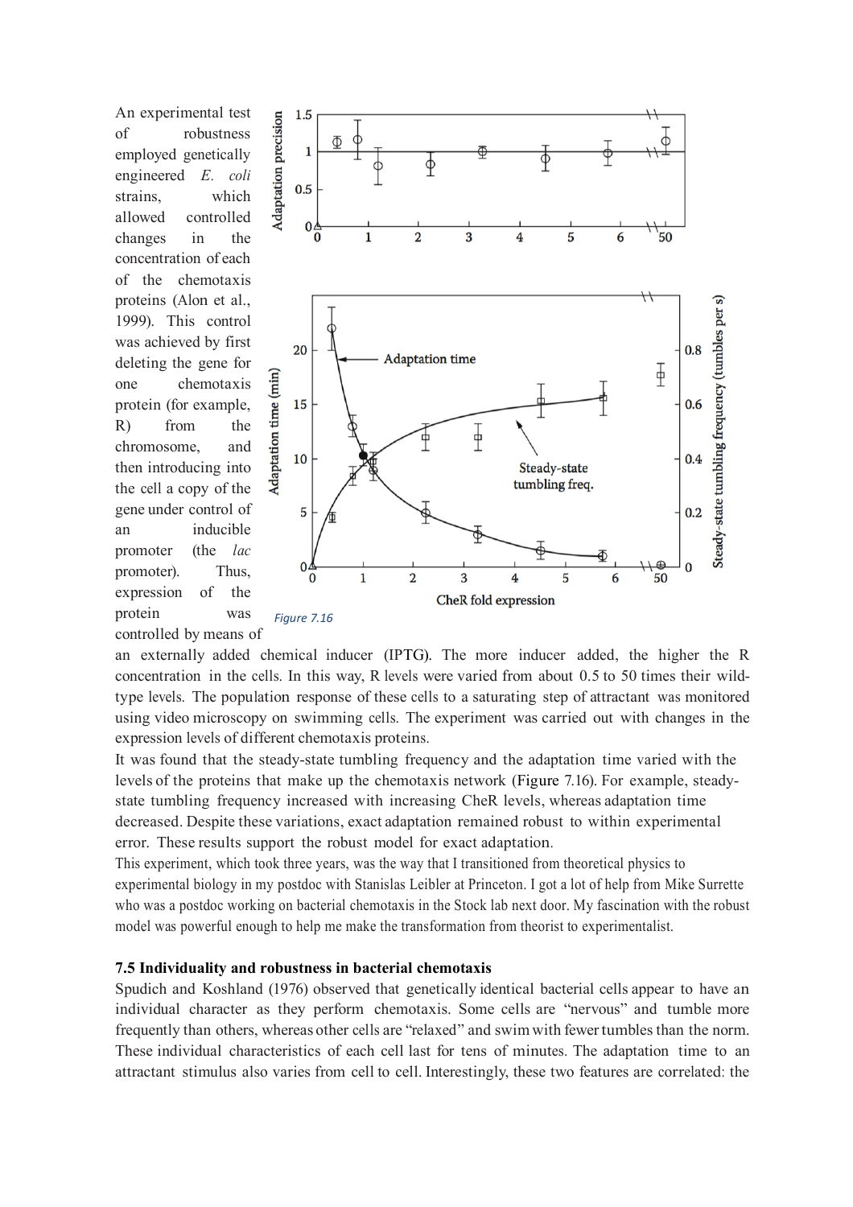An experimental test of robustness employed genetically engineered *E. coli* strains, which allowed controlled changes in the concentration of each of the chemotaxis proteins (Alon et al., 1999). This control was achieved by first deleting the gene for one chemotaxis protein (for example, R) from the chromosome, and then introducing into the cell a copy of the gene under control of an inducible promoter (the *lac* promoter). Thus, expression of the protein was controlled by means of an externally added chemical inducer (IPTG). The more inducer added, the higher the R concentration in the cells. In this way, R levels were varied from about 0.5 to 50 times their wild-type levels. The population response of these cells to a saturating step of attractant was monitored using video microscopy on swimming cells. The experiment was carried out with changes in the expression levels of different chemotaxis proteins.

*Figure 7.16*

It was found that the steady-state tumbling frequency and the adaptation time varied with the levels of the proteins that make up the chemotaxis network (Figure 7.16). For example, steady-state tumbling frequency increased with increasing CheR levels, whereas adaptation time decreased. Despite these variations, exact adaptation remained robust to within experimental error. These results support the robust model for exact adaptation.

This experiment, which took three years, was the way that I transitioned from theoretical physics to experimental biology in my postdoc with Stanislas Leibler at Princeton. I got a lot of help from Mike Surrette who was a postdoc working on bacterial chemotaxis in the Stock lab next door. My fascination with the robust model was powerful enough to help me make the transformation from theorist to experimentalist.

### 7.5 Individuality and robustness in bacterial chemotaxis

Spudich and Koshland (1976) observed that genetically identical bacterial cells appear to have an individual character as they perform chemotaxis. Some cells are "nervous" and tumble more frequently than others, whereas other cells are "relaxed" and swim with fewer tumbles than the norm. These individual characteristics of each cell last for tens of minutes. The adaptation time to an attractant stimulus also varies from cell to cell. Interestingly, these two features are correlated: the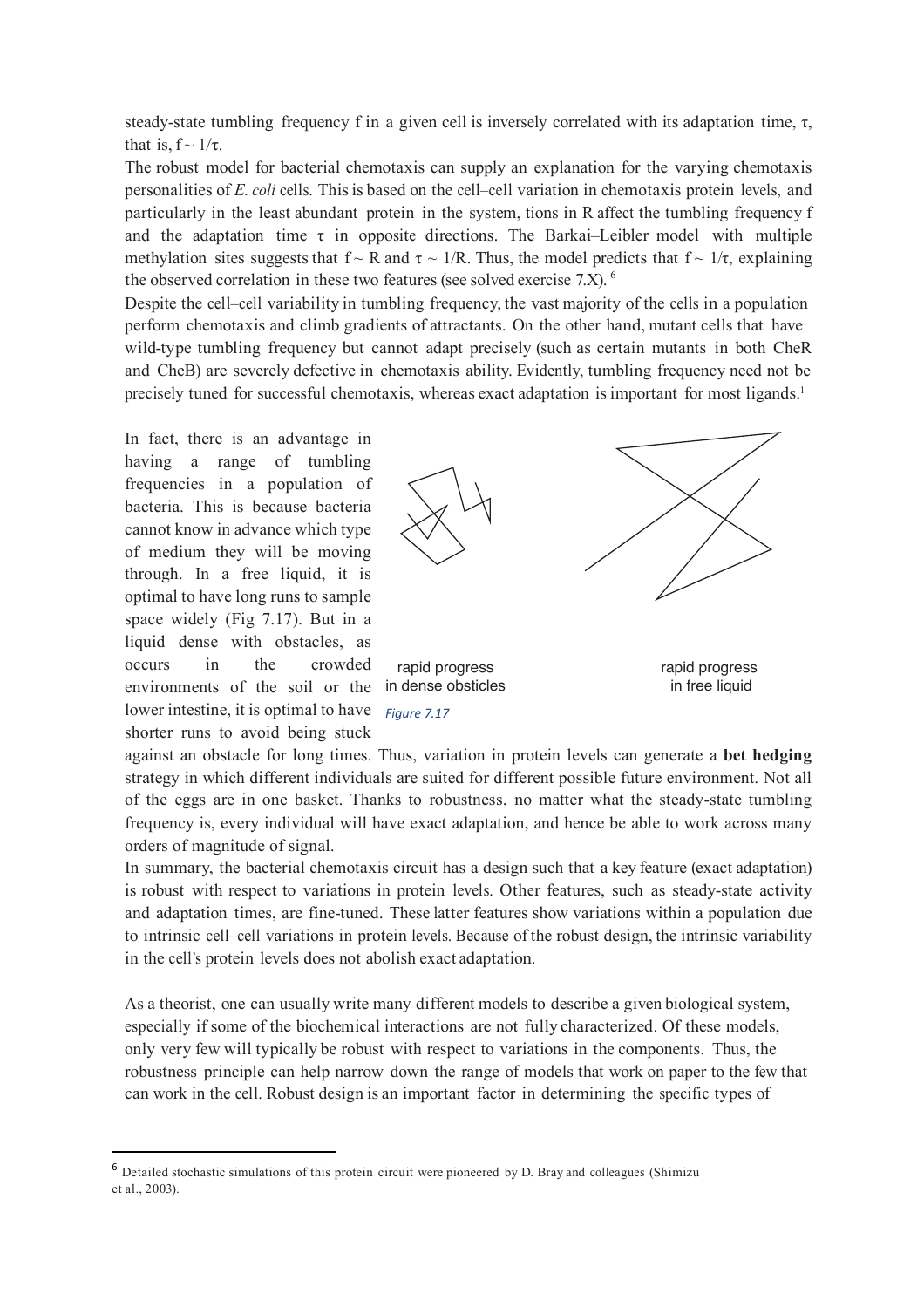steady-state tumbling frequency f in a given cell is inversely correlated with its adaptation time, $\tau$, that is, $f \sim 1/\tau$.

The robust model for bacterial chemotaxis can supply an explanation for the varying chemotaxis personalities of *E. coli* cells. This is based on the cell–cell variation in chemotaxis protein levels, and particularly in the least abundant protein in the system, tions in R affect the tumbling frequency f and the adaptation time $\tau$ in opposite directions. The Barkai–Leibler model with multiple methylation sites suggests that $f \sim R$ and $\tau \sim 1/R$. Thus, the model predicts that $f \sim 1/\tau$, explaining the observed correlation in these two features (see solved exercise 7.X). [6]

Despite the cell–cell variability in tumbling frequency, the vast majority of the cells in a population perform chemotaxis and climb gradients of attractants. On the other hand, mutant cells that have wild-type tumbling frequency but cannot adapt precisely (such as certain mutants in both CheR and CheB) are severely defective in chemotaxis ability. Evidently, tumbling frequency need not be precisely tuned for successful chemotaxis, whereas exact adaptation is important for most ligands.[1]

In fact, there is an advantage in having a range of tumbling frequencies in a population of bacteria. This is because bacteria cannot know in advance which type of medium they will be moving through. In a free liquid, it is optimal to have long runs to sample space widely (Fig 7.17). But in a liquid dense with obstacles, as occurs in the crowded environments of the soil or the lower intestine, it is optimal to have shorter runs to avoid being stuck against an obstacle for long times. Thus, variation in protein levels can generate a **bet hedging** strategy in which different individuals are suited for different possible future environment. Not all of the eggs are in one basket. Thanks to robustness, no matter what the steady-state tumbling frequency is, every individual will have exact adaptation, and hence be able to work across many orders of magnitude of signal.

rapid progress in dense obsticles

rapid progress in free liquid

*Figure 7.17*

In summary, the bacterial chemotaxis circuit has a design such that a key feature (exact adaptation) is robust with respect to variations in protein levels. Other features, such as steady-state activity and adaptation times, are fine-tuned. These latter features show variations within a population due to intrinsic cell–cell variations in protein levels. Because of the robust design, the intrinsic variability in the cell's protein levels does not abolish exact adaptation.

As a theorist, one can usually write many different models to describe a given biological system, especially if some of the biochemical interactions are not fully characterized. Of these models, only very few will typically be robust with respect to variations in the components. Thus, the robustness principle can help narrow down the range of models that work on paper to the few that can work in the cell. Robust design is an important factor in determining the specific types of

[6] Detailed stochastic simulations of this protein circuit were pioneered by D. Bray and colleagues (Shimizu et al., 2003).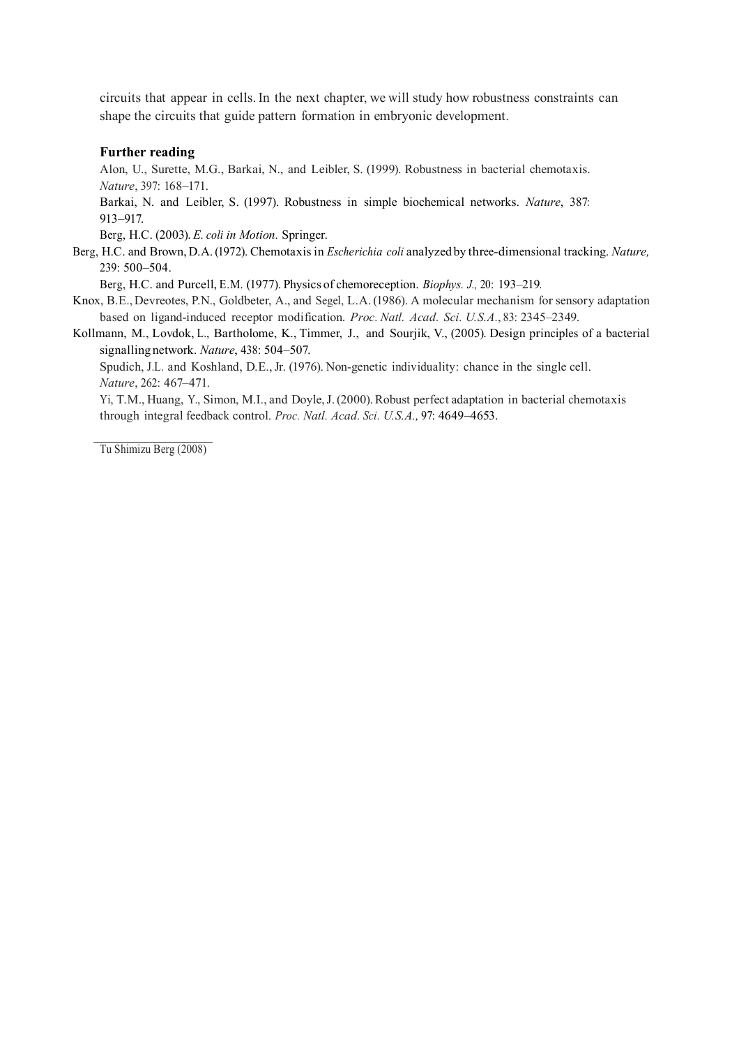circuits that appear in cells. In the next chapter, we will study how robustness constraints can shape the circuits that guide pattern formation in embryonic development.

### Further reading

Alon, U., Surette, M.G., Barkai, N., and Leibler, S. (1999). Robustness in bacterial chemotaxis. *Nature*, 397: 168–171.

Barkai, N. and Leibler, S. (1997). Robustness in simple biochemical networks. *Nature*, 387: 913–917.

Berg, H.C. (2003). *E. coli in Motion*. Springer.

Berg, H.C. and Brown, D.A. (1972). Chemotaxis in *Escherichia coli* analyzed by three-dimensional tracking. *Nature,* 239: 500–504.

Berg, H.C. and Purcell, E.M. (1977). Physics of chemoreception. *Biophys. J.,* 20: 193–219.

Knox, B.E., Devreotes, P.N., Goldbeter, A., and Segel, L.A. (1986). A molecular mechanism for sensory adaptation based on ligand-induced receptor modification. *Proc. Natl. Acad. Sci. U.S.A.*, 83: 2345–2349.

Kollmann, M., Lovdok, L., Bartholome, K., Timmer, J., and Sourjik, V., (2005). Design principles of a bacterial signalling network. *Nature*, 438: 504–507.

Spudich, J.L. and Koshland, D.E., Jr. (1976). Non-genetic individuality: chance in the single cell. *Nature*, 262: 467–471.

Yi, T.M., Huang, Y., Simon, M.I., and Doyle, J. (2000). Robust perfect adaptation in bacterial chemotaxis through integral feedback control. *Proc. Natl. Acad. Sci. U.S.A.,* 97: 4649–4653.

---

Tu Shimizu Berg (2008)